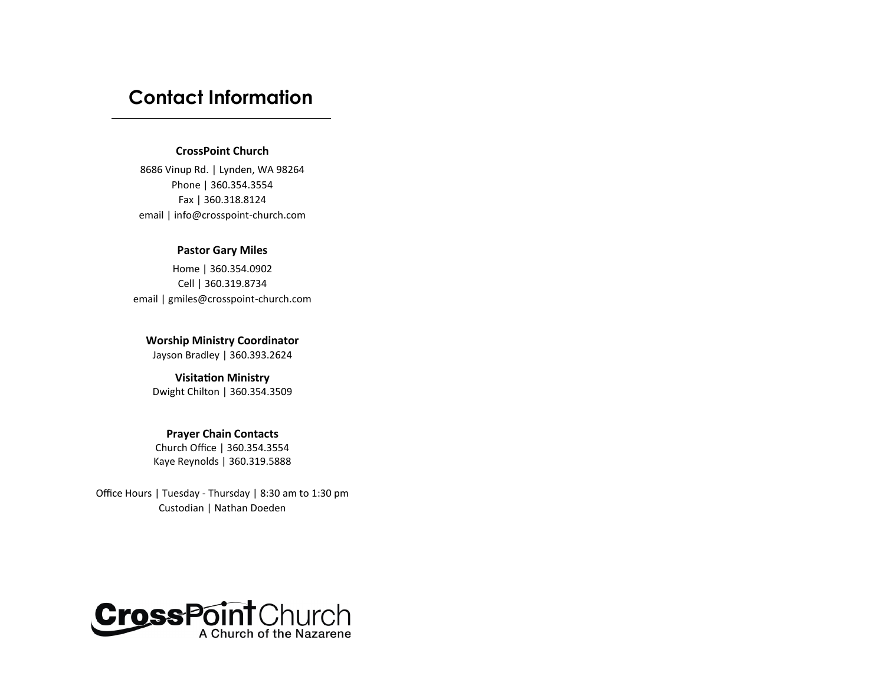# Contact Information

**CrossPoint Church**

8686 Vinup Rd. | Lynden, WA 98264
Phone | 360.354.3554
Fax | 360.318.8124
email | info@crosspoint-church.com

**Pastor Gary Miles**

Home | 360.354.0902
Cell | 360.319.8734
email | gmiles@crosspoint-church.com

**Worship Ministry Coordinator**
Jayson Bradley | 360.393.2624

**Visitation Ministry**
Dwight Chilton | 360.354.3509

**Prayer Chain Contacts**
Church Office | 360.354.3554
Kaye Reynolds | 360.319.5888

Office Hours | Tuesday - Thursday | 8:30 am to 1:30 pm
Custodian | Nathan Doeden

CrossPoint Church
A Church of the Nazarene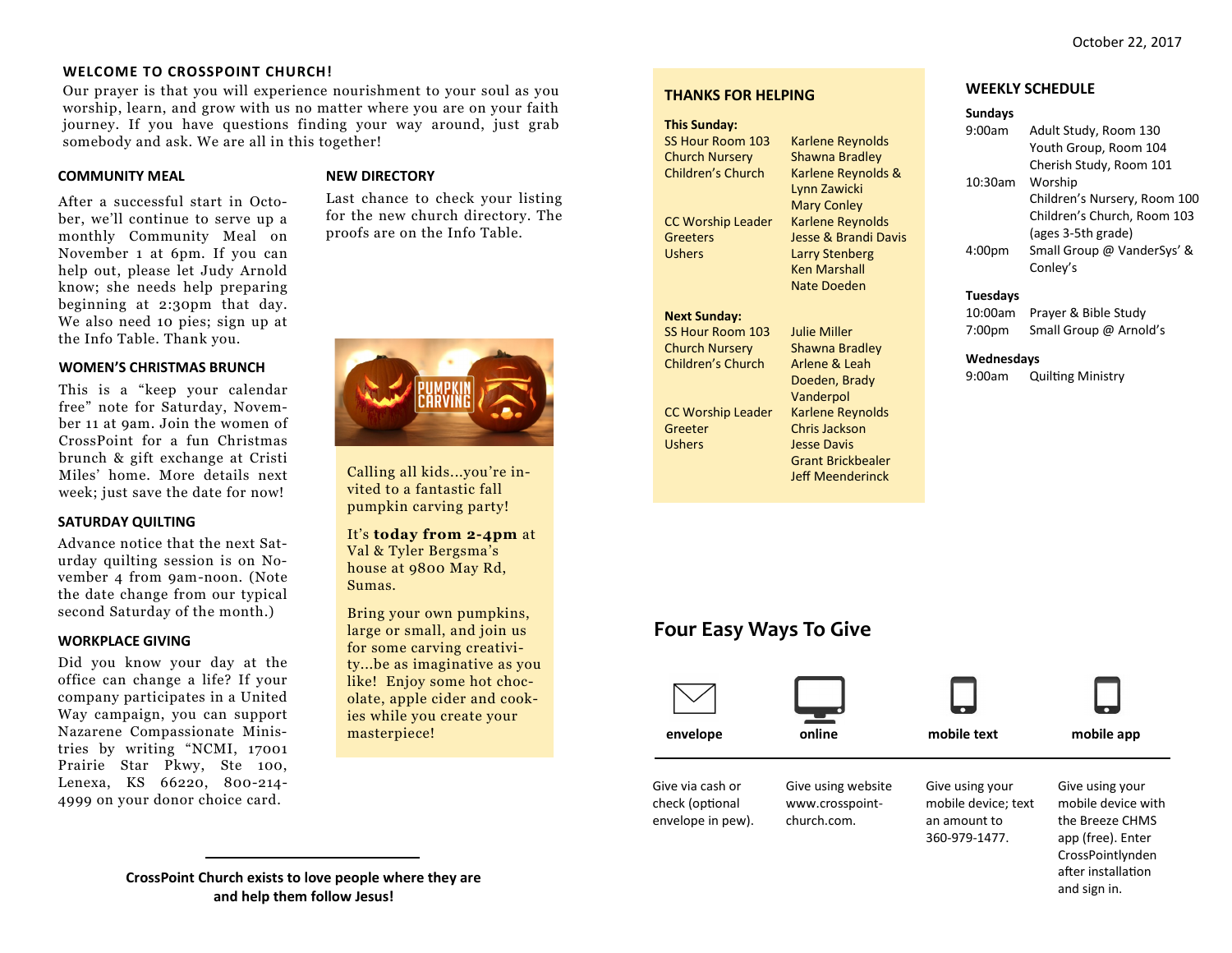October 22, 2017

## WELCOME TO CROSSPOINT CHURCH!

Our prayer is that you will experience nourishment to your soul as you worship, learn, and grow with us no matter where you are on your faith journey. If you have questions finding your way around, just grab somebody and ask. We are all in this together!

### COMMUNITY MEAL

After a successful start in October, we'll continue to serve up a monthly Community Meal on November 1 at 6pm. If you can help out, please let Judy Arnold know; she needs help preparing beginning at 2:30pm that day. We also need 10 pies; sign up at the Info Table. Thank you.

### WOMEN'S CHRISTMAS BRUNCH

This is a "keep your calendar free" note for Saturday, November 11 at 9am. Join the women of CrossPoint for a fun Christmas brunch & gift exchange at Cristi Miles' home. More details next week; just save the date for now!

### SATURDAY QUILTING

Advance notice that the next Saturday quilting session is on November 4 from 9am-noon. (Note the date change from our typical second Saturday of the month.)

### WORKPLACE GIVING

Did you know your day at the office can change a life? If your company participates in a United Way campaign, you can support Nazarene Compassionate Ministries by writing "NCMI, 17001 Prairie Star Pkwy, Ste 100, Lenexa, KS 66220, 800-214-4999 on your donor choice card.

### NEW DIRECTORY

Last chance to check your listing for the new church directory. The proofs are on the Info Table.

PUMPKIN CARVING

Calling all kids...you're invited to a fantastic fall pumpkin carving party!

It's **today from 2-4pm** at Val & Tyler Bergsma's house at 9800 May Rd, Sumas.

Bring your own pumpkins, large or small, and join us for some carving creativity...be as imaginative as you like! Enjoy some hot chocolate, apple cider and cookies while you create your masterpiece!

### THANKS FOR HELPING

**This Sunday:**

| | |
|---|---|
| SS Hour Room 103 | Karlene Reynolds |
| Church Nursery | Shawna Bradley |
| Children's Church | Karlene Reynolds & Lynn Zawicki, Mary Conley |
| CC Worship Leader | Karlene Reynolds |
| Greeters | Jesse & Brandi Davis |
| Ushers | Larry Stenberg, Ken Marshall, Nate Doeden |

**Next Sunday:**

| | |
|---|---|
| SS Hour Room 103 | Julie Miller |
| Church Nursery | Shawna Bradley |
| Children's Church | Arlene & Leah Doeden, Brady Vanderpol |
| CC Worship Leader | Karlene Reynolds |
| Greeter | Chris Jackson |
| Ushers | Jesse Davis, Grant Brickbealer, Jeff Meenderinck |

### WEEKLY SCHEDULE

**Sundays**

| | |
|---|---|
| 9:00am | Adult Study, Room 130<br>Youth Group, Room 104<br>Cherish Study, Room 101 |
| 10:30am | Worship<br>Children's Nursery, Room 100<br>Children's Church, Room 103 (ages 3-5th grade) |
| 4:00pm | Small Group @ VanderSys' & Conley's |

**Tuesdays**

| | |
|---|---|
| 10:00am | Prayer & Bible Study |
| 7:00pm | Small Group @ Arnold's |

**Wednesdays**

| | |
|---|---|
| 9:00am | Quilting Ministry |

## Four Easy Ways To Give

**envelope**
Give via cash or check (optional envelope in pew).

**online**
Give using website www.crosspoint-church.com.

**mobile text**
Give using your mobile device; text an amount to 360-979-1477.

**mobile app**
Give using your mobile device with the Breeze CHMS app (free). Enter CrossPointlynden after installation and sign in.

**CrossPoint Church exists to love people where they are and help them follow Jesus!**